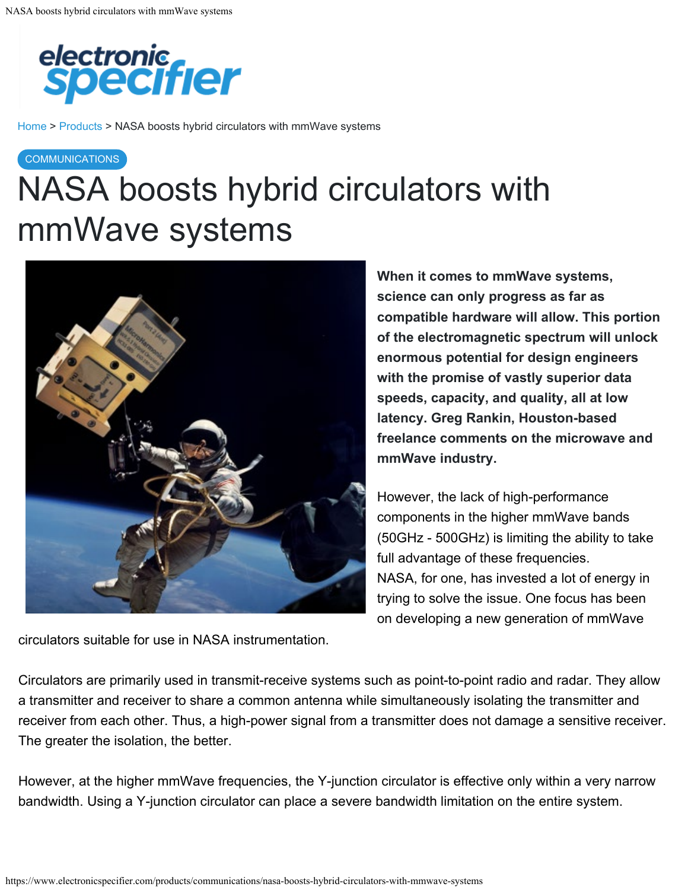Home > Products > NASA boosts hybrid circulators with mmWave systems

COMMUNICATIONS

# NASA boosts hybrid circulators with mmWave systems

**When it comes to mmWave systems, science can only progress as far as compatible hardware will allow. This portion of the electromagnetic spectrum will unlock enormous potential for design engineers with the promise of vastly superior data speeds, capacity, and quality, all at low latency. Greg Rankin, Houston-based freelance comments on the microwave and mmWave industry.**

However, the lack of high-performance components in the higher mmWave bands (50GHz - 500GHz) is limiting the ability to take full advantage of these frequencies. NASA, for one, has invested a lot of energy in trying to solve the issue. One focus has been on developing a new generation of mmWave circulators suitable for use in NASA instrumentation.

Circulators are primarily used in transmit-receive systems such as point-to-point radio and radar. They allow a transmitter and receiver to share a common antenna while simultaneously isolating the transmitter and receiver from each other. Thus, a high-power signal from a transmitter does not damage a sensitive receiver. The greater the isolation, the better.

However, at the higher mmWave frequencies, the Y-junction circulator is effective only within a very narrow bandwidth. Using a Y-junction circulator can place a severe bandwidth limitation on the entire system.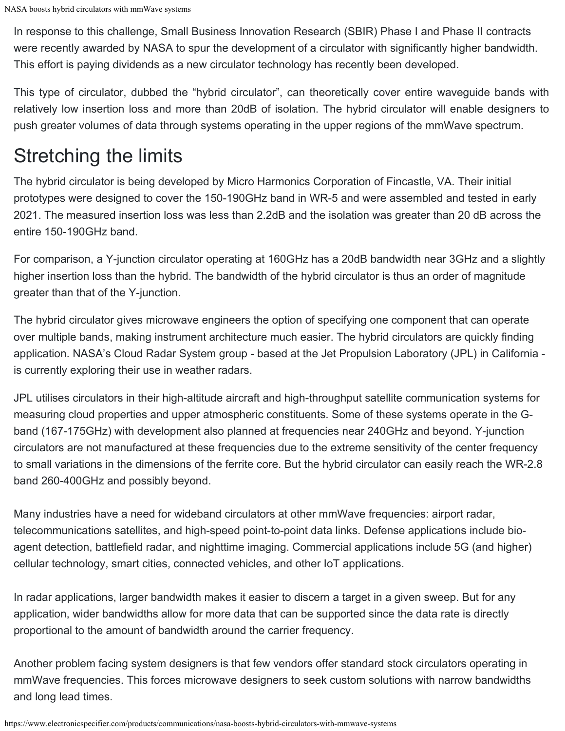In response to this challenge, Small Business Innovation Research (SBIR) Phase I and Phase II contracts were recently awarded by NASA to spur the development of a circulator with significantly higher bandwidth. This effort is paying dividends as a new circulator technology has recently been developed.

This type of circulator, dubbed the "hybrid circulator", can theoretically cover entire waveguide bands with relatively low insertion loss and more than 20dB of isolation. The hybrid circulator will enable designers to push greater volumes of data through systems operating in the upper regions of the mmWave spectrum.

# Stretching the limits

The hybrid circulator is being developed by Micro Harmonics Corporation of Fincastle, VA. Their initial prototypes were designed to cover the 150-190GHz band in WR-5 and were assembled and tested in early 2021. The measured insertion loss was less than 2.2dB and the isolation was greater than 20 dB across the entire 150-190GHz band.

For comparison, a Y-junction circulator operating at 160GHz has a 20dB bandwidth near 3GHz and a slightly higher insertion loss than the hybrid. The bandwidth of the hybrid circulator is thus an order of magnitude greater than that of the Y-junction.

The hybrid circulator gives microwave engineers the option of specifying one component that can operate over multiple bands, making instrument architecture much easier. The hybrid circulators are quickly finding application. NASA's Cloud Radar System group - based at the Jet Propulsion Laboratory (JPL) in California - is currently exploring their use in weather radars.

JPL utilises circulators in their high-altitude aircraft and high-throughput satellite communication systems for measuring cloud properties and upper atmospheric constituents. Some of these systems operate in the G-band (167-175GHz) with development also planned at frequencies near 240GHz and beyond. Y-junction circulators are not manufactured at these frequencies due to the extreme sensitivity of the center frequency to small variations in the dimensions of the ferrite core. But the hybrid circulator can easily reach the WR-2.8 band 260-400GHz and possibly beyond.

Many industries have a need for wideband circulators at other mmWave frequencies: airport radar, telecommunications satellites, and high-speed point-to-point data links. Defense applications include bio-agent detection, battlefield radar, and nighttime imaging. Commercial applications include 5G (and higher) cellular technology, smart cities, connected vehicles, and other IoT applications.

In radar applications, larger bandwidth makes it easier to discern a target in a given sweep. But for any application, wider bandwidths allow for more data that can be supported since the data rate is directly proportional to the amount of bandwidth around the carrier frequency.

Another problem facing system designers is that few vendors offer standard stock circulators operating in mmWave frequencies. This forces microwave designers to seek custom solutions with narrow bandwidths and long lead times.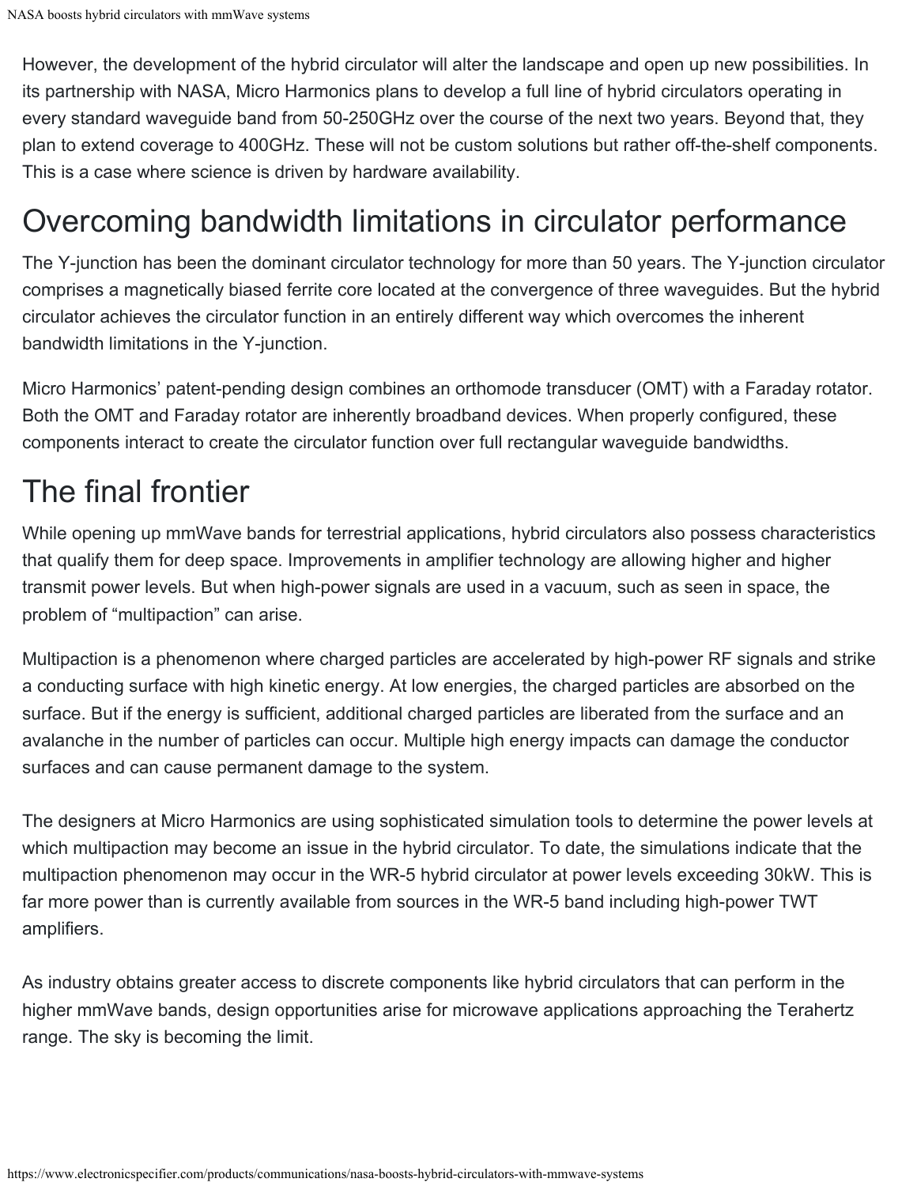However, the development of the hybrid circulator will alter the landscape and open up new possibilities. In its partnership with NASA, Micro Harmonics plans to develop a full line of hybrid circulators operating in every standard waveguide band from 50-250GHz over the course of the next two years. Beyond that, they plan to extend coverage to 400GHz. These will not be custom solutions but rather off-the-shelf components. This is a case where science is driven by hardware availability.

## Overcoming bandwidth limitations in circulator performance

The Y-junction has been the dominant circulator technology for more than 50 years. The Y-junction circulator comprises a magnetically biased ferrite core located at the convergence of three waveguides. But the hybrid circulator achieves the circulator function in an entirely different way which overcomes the inherent bandwidth limitations in the Y-junction.

Micro Harmonics' patent-pending design combines an orthomode transducer (OMT) with a Faraday rotator. Both the OMT and Faraday rotator are inherently broadband devices. When properly configured, these components interact to create the circulator function over full rectangular waveguide bandwidths.

## The final frontier

While opening up mmWave bands for terrestrial applications, hybrid circulators also possess characteristics that qualify them for deep space. Improvements in amplifier technology are allowing higher and higher transmit power levels. But when high-power signals are used in a vacuum, such as seen in space, the problem of "multipaction" can arise.

Multipaction is a phenomenon where charged particles are accelerated by high-power RF signals and strike a conducting surface with high kinetic energy. At low energies, the charged particles are absorbed on the surface. But if the energy is sufficient, additional charged particles are liberated from the surface and an avalanche in the number of particles can occur. Multiple high energy impacts can damage the conductor surfaces and can cause permanent damage to the system.

The designers at Micro Harmonics are using sophisticated simulation tools to determine the power levels at which multipaction may become an issue in the hybrid circulator. To date, the simulations indicate that the multipaction phenomenon may occur in the WR-5 hybrid circulator at power levels exceeding 30kW. This is far more power than is currently available from sources in the WR-5 band including high-power TWT amplifiers.

As industry obtains greater access to discrete components like hybrid circulators that can perform in the higher mmWave bands, design opportunities arise for microwave applications approaching the Terahertz range. The sky is becoming the limit.